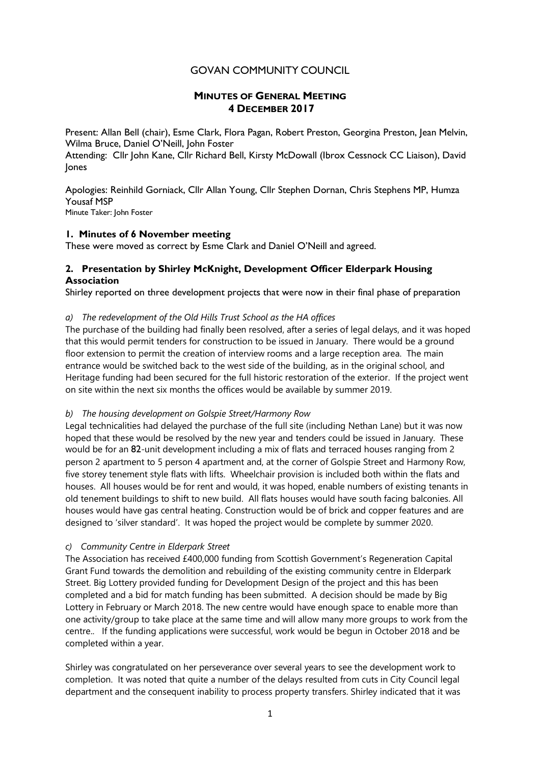# GOVAN COMMUNITY COUNCIL

## MINUTES OF GENERAL MEETING
## 4 DECEMBER 2017

Present: Allan Bell (chair), Esme Clark, Flora Pagan, Robert Preston, Georgina Preston, Jean Melvin, Wilma Bruce, Daniel O'Neill, John Foster

Attending: Cllr John Kane, Cllr Richard Bell, Kirsty McDowall (Ibrox Cessnock CC Liaison), David Jones

Apologies: Reinhild Gorniack, Cllr Allan Young, Cllr Stephen Dornan, Chris Stephens MP, Humza Yousaf MSP

Minute Taker: John Foster

### 1. Minutes of 6 November meeting

These were moved as correct by Esme Clark and Daniel O'Neill and agreed.

### 2. Presentation by Shirley McKnight, Development Officer Elderpark Housing Association

Shirley reported on three development projects that were now in their final phase of preparation

*a) The redevelopment of the Old Hills Trust School as the HA offices*

The purchase of the building had finally been resolved, after a series of legal delays, and it was hoped that this would permit tenders for construction to be issued in January. There would be a ground floor extension to permit the creation of interview rooms and a large reception area. The main entrance would be switched back to the west side of the building, as in the original school, and Heritage funding had been secured for the full historic restoration of the exterior. If the project went on site within the next six months the offices would be available by summer 2019.

*b) The housing development on Golspie Street/Harmony Row*

Legal technicalities had delayed the purchase of the full site (including Nethan Lane) but it was now hoped that these would be resolved by the new year and tenders could be issued in January. These would be for an **82**-unit development including a mix of flats and terraced houses ranging from 2 person 2 apartment to 5 person 4 apartment and, at the corner of Golspie Street and Harmony Row, five storey tenement style flats with lifts. Wheelchair provision is included both within the flats and houses. All houses would be for rent and would, it was hoped, enable numbers of existing tenants in old tenement buildings to shift to new build. All flats houses would have south facing balconies. All houses would have gas central heating. Construction would be of brick and copper features and are designed to 'silver standard'. It was hoped the project would be complete by summer 2020.

*c) Community Centre in Elderpark Street*

The Association has received £400,000 funding from Scottish Government's Regeneration Capital Grant Fund towards the demolition and rebuilding of the existing community centre in Elderpark Street. Big Lottery provided funding for Development Design of the project and this has been completed and a bid for match funding has been submitted. A decision should be made by Big Lottery in February or March 2018. The new centre would have enough space to enable more than one activity/group to take place at the same time and will allow many more groups to work from the centre.. If the funding applications were successful, work would be begun in October 2018 and be completed within a year.

Shirley was congratulated on her perseverance over several years to see the development work to completion. It was noted that quite a number of the delays resulted from cuts in City Council legal department and the consequent inability to process property transfers. Shirley indicated that it was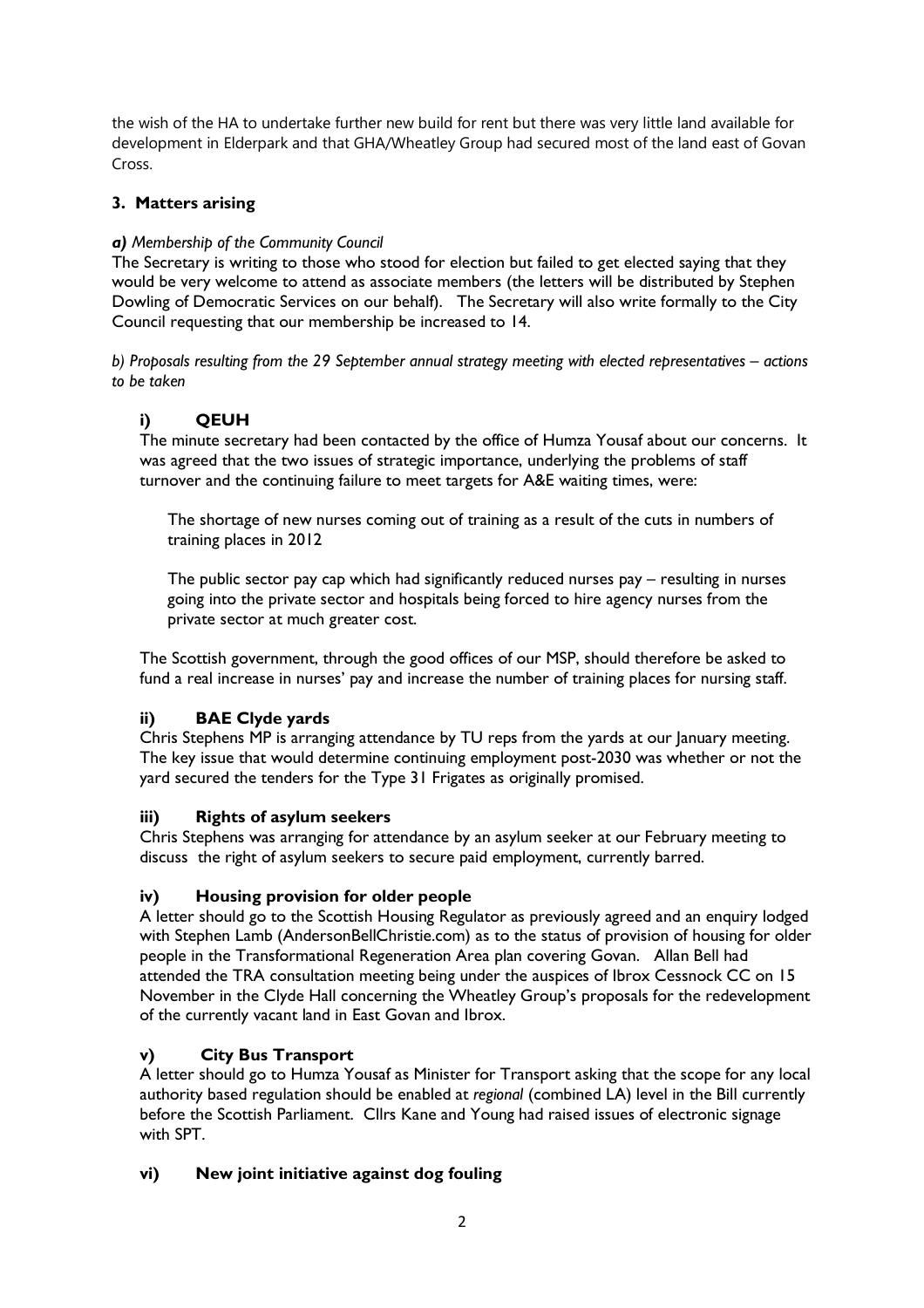the wish of the HA to undertake further new build for rent but there was very little land available for development in Elderpark and that GHA/Wheatley Group had secured most of the land east of Govan Cross.

### 3. Matters arising

***a)*** *Membership of the Community Council*

The Secretary is writing to those who stood for election but failed to get elected saying that they would be very welcome to attend as associate members (the letters will be distributed by Stephen Dowling of Democratic Services on our behalf). The Secretary will also write formally to the City Council requesting that our membership be increased to 14.

*b) Proposals resulting from the 29 September annual strategy meeting with elected representatives – actions to be taken*

#### i) QEUH

The minute secretary had been contacted by the office of Humza Yousaf about our concerns. It was agreed that the two issues of strategic importance, underlying the problems of staff turnover and the continuing failure to meet targets for A&E waiting times, were:

The shortage of new nurses coming out of training as a result of the cuts in numbers of training places in 2012

The public sector pay cap which had significantly reduced nurses pay – resulting in nurses going into the private sector and hospitals being forced to hire agency nurses from the private sector at much greater cost.

The Scottish government, through the good offices of our MSP, should therefore be asked to fund a real increase in nurses' pay and increase the number of training places for nursing staff.

#### ii) BAE Clyde yards

Chris Stephens MP is arranging attendance by TU reps from the yards at our January meeting. The key issue that would determine continuing employment post-2030 was whether or not the yard secured the tenders for the Type 31 Frigates as originally promised.

#### iii) Rights of asylum seekers

Chris Stephens was arranging for attendance by an asylum seeker at our February meeting to discuss the right of asylum seekers to secure paid employment, currently barred.

#### iv) Housing provision for older people

A letter should go to the Scottish Housing Regulator as previously agreed and an enquiry lodged with Stephen Lamb (AndersonBellChristie.com) as to the status of provision of housing for older people in the Transformational Regeneration Area plan covering Govan. Allan Bell had attended the TRA consultation meeting being under the auspices of Ibrox Cessnock CC on 15 November in the Clyde Hall concerning the Wheatley Group's proposals for the redevelopment of the currently vacant land in East Govan and Ibrox.

#### v) City Bus Transport

A letter should go to Humza Yousaf as Minister for Transport asking that the scope for any local authority based regulation should be enabled at *regional* (combined LA) level in the Bill currently before the Scottish Parliament. Cllrs Kane and Young had raised issues of electronic signage with SPT.

#### vi) New joint initiative against dog fouling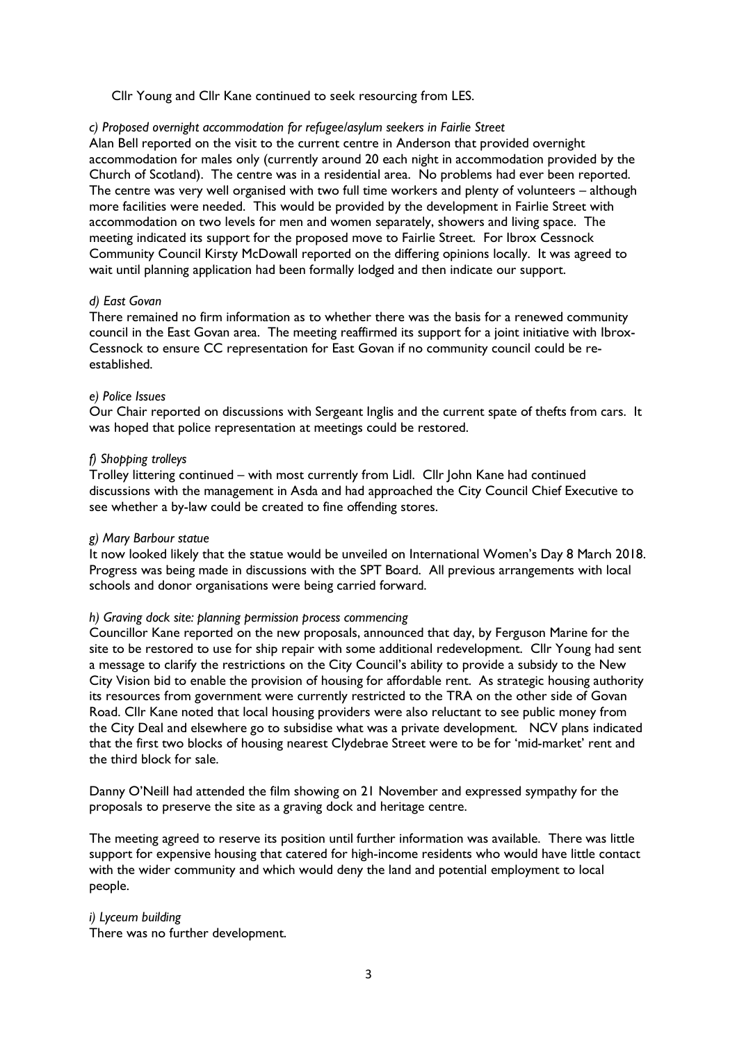Cllr Young and Cllr Kane continued to seek resourcing from LES.

*c) Proposed overnight accommodation for refugee/asylum seekers in Fairlie Street*

Alan Bell reported on the visit to the current centre in Anderson that provided overnight accommodation for males only (currently around 20 each night in accommodation provided by the Church of Scotland). The centre was in a residential area. No problems had ever been reported. The centre was very well organised with two full time workers and plenty of volunteers – although more facilities were needed. This would be provided by the development in Fairlie Street with accommodation on two levels for men and women separately, showers and living space. The meeting indicated its support for the proposed move to Fairlie Street. For Ibrox Cessnock Community Council Kirsty McDowall reported on the differing opinions locally. It was agreed to wait until planning application had been formally lodged and then indicate our support.

*d) East Govan*

There remained no firm information as to whether there was the basis for a renewed community council in the East Govan area. The meeting reaffirmed its support for a joint initiative with Ibrox-Cessnock to ensure CC representation for East Govan if no community council could be re-established.

*e) Police Issues*

Our Chair reported on discussions with Sergeant Inglis and the current spate of thefts from cars. It was hoped that police representation at meetings could be restored.

*f) Shopping trolleys*

Trolley littering continued – with most currently from Lidl. Cllr John Kane had continued discussions with the management in Asda and had approached the City Council Chief Executive to see whether a by-law could be created to fine offending stores.

*g) Mary Barbour statue*

It now looked likely that the statue would be unveiled on International Women's Day 8 March 2018. Progress was being made in discussions with the SPT Board. All previous arrangements with local schools and donor organisations were being carried forward.

*h) Graving dock site: planning permission process commencing*

Councillor Kane reported on the new proposals, announced that day, by Ferguson Marine for the site to be restored to use for ship repair with some additional redevelopment. Cllr Young had sent a message to clarify the restrictions on the City Council's ability to provide a subsidy to the New City Vision bid to enable the provision of housing for affordable rent. As strategic housing authority its resources from government were currently restricted to the TRA on the other side of Govan Road. Cllr Kane noted that local housing providers were also reluctant to see public money from the City Deal and elsewhere go to subsidise what was a private development. NCV plans indicated that the first two blocks of housing nearest Clydebrae Street were to be for 'mid-market' rent and the third block for sale.

Danny O'Neill had attended the film showing on 21 November and expressed sympathy for the proposals to preserve the site as a graving dock and heritage centre.

The meeting agreed to reserve its position until further information was available. There was little support for expensive housing that catered for high-income residents who would have little contact with the wider community and which would deny the land and potential employment to local people.

*i) Lyceum building*

There was no further development.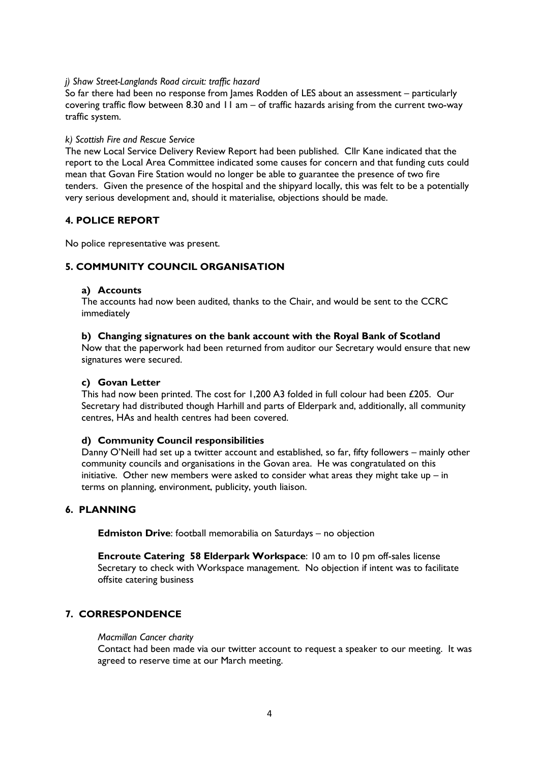*j) Shaw Street-Langlands Road circuit: traffic hazard*

So far there had been no response from James Rodden of LES about an assessment – particularly covering traffic flow between 8.30 and 11 am – of traffic hazards arising from the current two-way traffic system.

*k) Scottish Fire and Rescue Service*

The new Local Service Delivery Review Report had been published. Cllr Kane indicated that the report to the Local Area Committee indicated some causes for concern and that funding cuts could mean that Govan Fire Station would no longer be able to guarantee the presence of two fire tenders. Given the presence of the hospital and the shipyard locally, this was felt to be a potentially very serious development and, should it materialise, objections should be made.

## 4. POLICE REPORT

No police representative was present.

## 5. COMMUNITY COUNCIL ORGANISATION

### a) Accounts

The accounts had now been audited, thanks to the Chair, and would be sent to the CCRC immediately

### b) Changing signatures on the bank account with the Royal Bank of Scotland

Now that the paperwork had been returned from auditor our Secretary would ensure that new signatures were secured.

### c) Govan Letter

This had now been printed. The cost for 1,200 A3 folded in full colour had been £205. Our Secretary had distributed though Harhill and parts of Elderpark and, additionally, all community centres, HAs and health centres had been covered.

### d) Community Council responsibilities

Danny O'Neill had set up a twitter account and established, so far, fifty followers – mainly other community councils and organisations in the Govan area. He was congratulated on this initiative. Other new members were asked to consider what areas they might take up – in terms on planning, environment, publicity, youth liaison.

## 6. PLANNING

**Edmiston Drive**: football memorabilia on Saturdays – no objection

**Encroute Catering 58 Elderpark Workspace**: 10 am to 10 pm off-sales license Secretary to check with Workspace management. No objection if intent was to facilitate offsite catering business

## 7. CORRESPONDENCE

*Macmillan Cancer charity*

Contact had been made via our twitter account to request a speaker to our meeting. It was agreed to reserve time at our March meeting.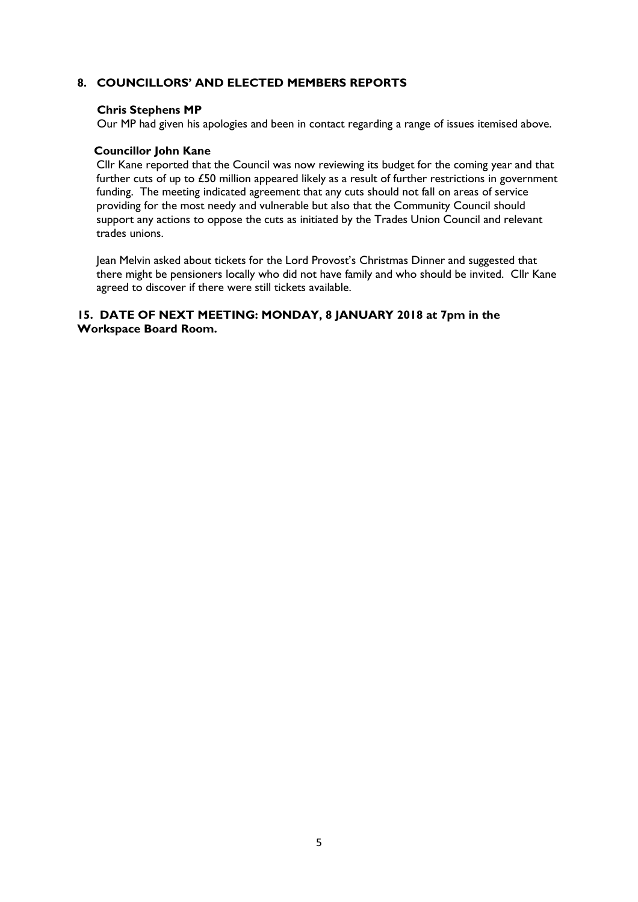## 8. COUNCILLORS' AND ELECTED MEMBERS REPORTS

**Chris Stephens MP**

Our MP had given his apologies and been in contact regarding a range of issues itemised above.

**Councillor John Kane**

Cllr Kane reported that the Council was now reviewing its budget for the coming year and that further cuts of up to £50 million appeared likely as a result of further restrictions in government funding. The meeting indicated agreement that any cuts should not fall on areas of service providing for the most needy and vulnerable but also that the Community Council should support any actions to oppose the cuts as initiated by the Trades Union Council and relevant trades unions.

Jean Melvin asked about tickets for the Lord Provost's Christmas Dinner and suggested that there might be pensioners locally who did not have family and who should be invited. Cllr Kane agreed to discover if there were still tickets available.

## 15. DATE OF NEXT MEETING: MONDAY, 8 JANUARY 2018 at 7pm in the Workspace Board Room.